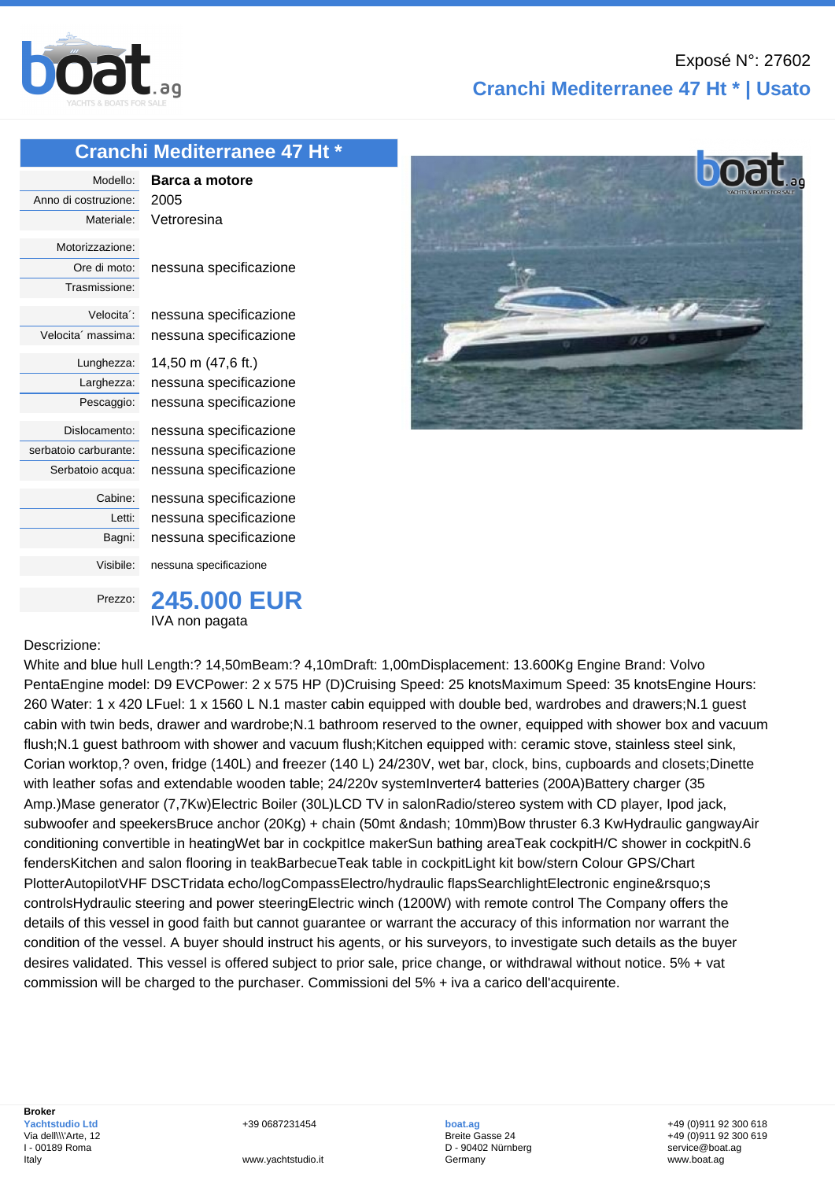Exposé N°: 27602

**Cranchi Mediterranee 47 Ht * | Usato**

## Cranchi Mediterranee 47 Ht *

| | |
|---|---|
| Modello: | **Barca a motore** |
| Anno di costruzione: | 2005 |
| Materiale: | Vetroresina |
| Motorizzazione: | |
| Ore di moto: | nessuna specificazione |
| Trasmissione: | |
| Velocita´: | nessuna specificazione |
| Velocita´ massima: | nessuna specificazione |
| Lunghezza: | 14,50 m (47,6 ft.) |
| Larghezza: | nessuna specificazione |
| Pescaggio: | nessuna specificazione |
| Dislocamento: | nessuna specificazione |
| serbatoio carburante: | nessuna specificazione |
| Serbatoio acqua: | nessuna specificazione |
| Cabine: | nessuna specificazione |
| Letti: | nessuna specificazione |
| Bagni: | nessuna specificazione |
| Visibile: | nessuna specificazione |
| Prezzo: | **245.000 EUR** IVA non pagata |

Descrizione:

White and blue hull Length:? 14,50mBeam:? 4,10mDraft: 1,00mDisplacement: 13.600Kg Engine Brand: Volvo PentaEngine model: D9 EVCPower: 2 x 575 HP (D)Cruising Speed: 25 knotsMaximum Speed: 35 knotsEngine Hours: 260 Water: 1 x 420 LFuel: 1 x 1560 L N.1 master cabin equipped with double bed, wardrobes and drawers;N.1 guest cabin with twin beds, drawer and wardrobe;N.1 bathroom reserved to the owner, equipped with shower box and vacuum flush;N.1 guest bathroom with shower and vacuum flush;Kitchen equipped with: ceramic stove, stainless steel sink, Corian worktop,? oven, fridge (140L) and freezer (140 L) 24/230V, wet bar, clock, bins, cupboards and closets;Dinette with leather sofas and extendable wooden table; 24/220v systemInverter4 batteries (200A)Battery charger (35 Amp.)Mase generator (7,7Kw)Electric Boiler (30L)LCD TV in salonRadio/stereo system with CD player, Ipod jack, subwoofer and speekersBruce anchor (20Kg) + chain (50mt &ndash; 10mm)Bow thruster 6.3 KwHydraulic gangwayAir conditioning convertible in heatingWet bar in cockpitIce makerSun bathing areaTeak cockpitH/C shower in cockpitN.6 fendersKitchen and salon flooring in teakBarbecueTeak table in cockpitLight kit bow/stern Colour GPS/Chart PlotterAutopilotVHF DSCTridata echo/logCompassElectro/hydraulic flapsSearchlightElectronic engine&rsquo;s controlsHydraulic steering and power steeringElectric winch (1200W) with remote control The Company offers the details of this vessel in good faith but cannot guarantee or warrant the accuracy of this information nor warrant the condition of the vessel. A buyer should instruct his agents, or his surveyors, to investigate such details as the buyer desires validated. This vessel is offered subject to prior sale, price change, or withdrawal without notice. 5% + vat commission will be charged to the purchaser. Commissioni del 5% + iva a carico dell'acquirente.

**Broker**
Yachtstudio Ltd
Via dell\\'Arte, 12
I - 00189 Roma
Italy

+39 0687231454
www.yachtstudio.it

boat.ag
Breite Gasse 24
D - 90402 Nürnberg
Germany

+49 (0)911 92 300 618
+49 (0)911 92 300 619
service@boat.ag
www.boat.ag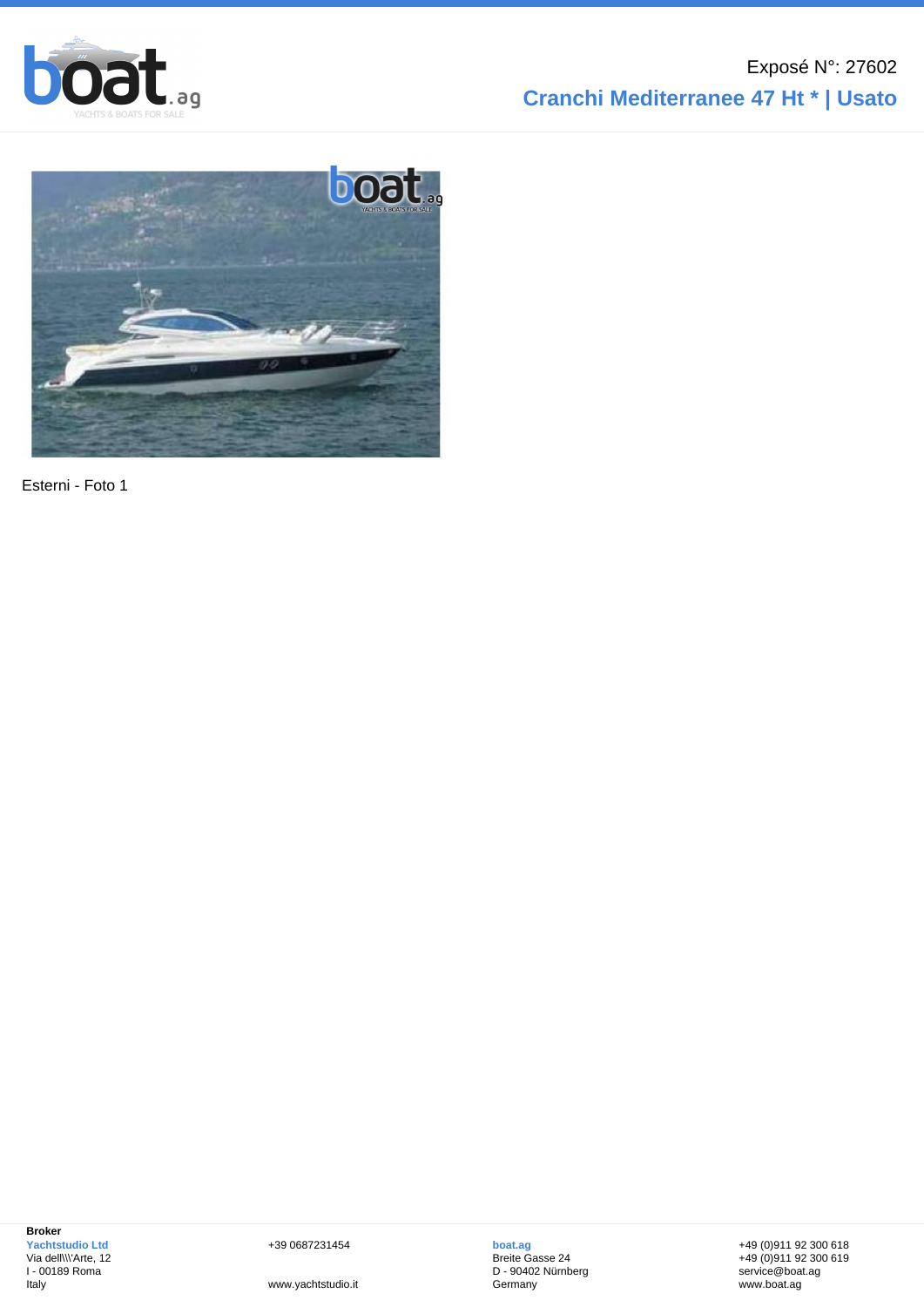Exposé N°: 27602

# Cranchi Mediterranee 47 Ht * | Usato

Esterni - Foto 1

**Broker**
Yachtstudio Ltd
Via dell\\\'Arte, 12
I - 00189 Roma
Italy

+39 0687231454

www.yachtstudio.it

boat.ag
Breite Gasse 24
D - 90402 Nürnberg
Germany

+49 (0)911 92 300 618
+49 (0)911 92 300 619
service@boat.ag
www.boat.ag